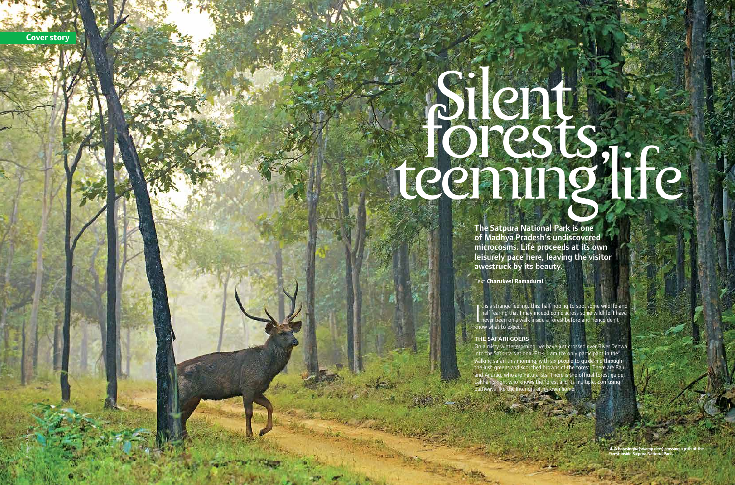Cover story

# Silent forests, teeming life

**The Satpura National Park is one of Madhya Pradesh's undiscovered microcosms. Life proceeds at its own leisurely pace here, leaving the visitor awestruck by its beauty.**

Text **Charukesi Ramadurai**

It is a strange feeling, this: half hoping to spot some wildlife and half fearing that I may indeed come across some wildlife. I have never been on a walk inside a forest before and hence don't know what to expect.

## THE SAFARI GOERS

On a misty winter morning, we have just crossed over River Denwa into the Satpura National Park. I am the only participant in the walking safari this morning, with six people to guide me through the lush greens and scorched browns of the forest. There are Raju and Anurag, who are naturalists. There is the official forest guide, Lakhan Singh, who knows the forest and its multiple, confusing pathways like the interiors of his own home.

▲ A barasingha (swamp deer) crossing a path of the forest inside Satpura National Park.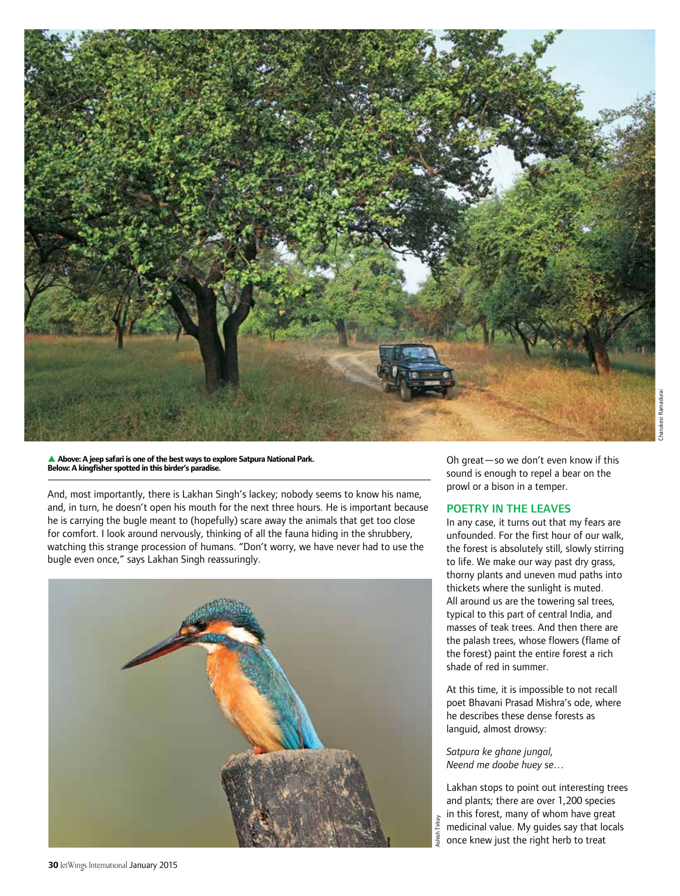▲ **Above: A jeep safari is one of the best ways to explore Satpura National Park. Below: A kingfisher spotted in this birder's paradise.**

And, most importantly, there is Lakhan Singh's lackey; nobody seems to know his name, and, in turn, he doesn't open his mouth for the next three hours. He is important because he is carrying the bugle meant to (hopefully) scare away the animals that get too close for comfort. I look around nervously, thinking of all the fauna hiding in the shrubbery, watching this strange procession of humans. "Don't worry, we have never had to use the bugle even once," says Lakhan Singh reassuringly.

Oh great—so we don't even know if this sound is enough to repel a bear on the prowl or a bison in a temper.

## POETRY IN THE LEAVES

In any case, it turns out that my fears are unfounded. For the first hour of our walk, the forest is absolutely still, slowly stirring to life. We make our way past dry grass, thorny plants and uneven mud paths into thickets where the sunlight is muted. All around us are the towering sal trees, typical to this part of central India, and masses of teak trees. And then there are the palash trees, whose flowers (flame of the forest) paint the entire forest a rich shade of red in summer.

At this time, it is impossible to not recall poet Bhavani Prasad Mishra's ode, where he describes these dense forests as languid, almost drowsy:

*Satpura ke ghane jungal,*
*Neend me doobe huey se…*

Lakhan stops to point out interesting trees and plants; there are over 1,200 species in this forest, many of whom have great medicinal value. My guides say that locals once knew just the right herb to treat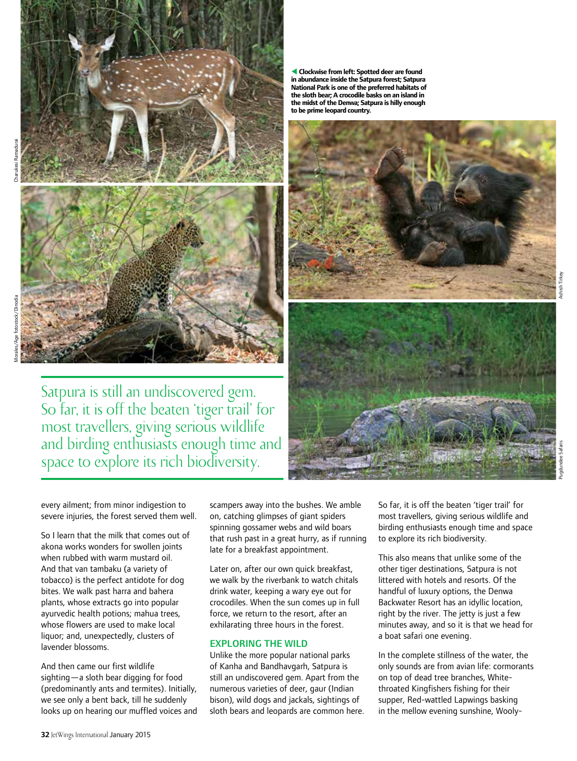◀ **Clockwise from left: Spotted deer are found in abundance inside the Satpura forest; Satpura National Park is one of the preferred habitats of the sloth bear; A crocodile basks on an island in the midst of the Denwa; Satpura is hilly enough to be prime leopard country.**

Satpura is still an undiscovered gem. So far, it is off the beaten 'tiger trail' for most travellers, giving serious wildlife and birding enthusiasts enough time and space to explore its rich biodiversity.

every ailment; from minor indigestion to severe injuries, the forest served them well.

So I learn that the milk that comes out of akona works wonders for swollen joints when rubbed with warm mustard oil. And that van tambaku (a variety of tobacco) is the perfect antidote for dog bites. We walk past harra and bahera plants, whose extracts go into popular ayurvedic health potions; mahua trees, whose flowers are used to make local liquor; and, unexpectedly, clusters of lavender blossoms.

And then came our first wildlife sighting—a sloth bear digging for food (predominantly ants and termites). Initially, we see only a bent back, till he suddenly looks up on hearing our muffled voices and scampers away into the bushes. We amble on, catching glimpses of giant spiders spinning gossamer webs and wild boars that rush past in a great hurry, as if running late for a breakfast appointment.

Later on, after our own quick breakfast, we walk by the riverbank to watch chitals drink water, keeping a wary eye out for crocodiles. When the sun comes up in full force, we return to the resort, after an exhilarating three hours in the forest.

## EXPLORING THE WILD

Unlike the more popular national parks of Kanha and Bandhavgarh, Satpura is still an undiscovered gem. Apart from the numerous varieties of deer, gaur (Indian bison), wild dogs and jackals, sightings of sloth bears and leopards are common here. So far, it is off the beaten 'tiger trail' for most travellers, giving serious wildlife and birding enthusiasts enough time and space to explore its rich biodiversity.

This also means that unlike some of the other tiger destinations, Satpura is not littered with hotels and resorts. Of the handful of luxury options, the Denwa Backwater Resort has an idyllic location, right by the river. The jetty is just a few minutes away, and so it is that we head for a boat safari one evening.

In the complete stillness of the water, the only sounds are from avian life: cormorants on top of dead tree branches, White-throated Kingfishers fishing for their supper, Red-wattled Lapwings basking in the mellow evening sunshine, Wooly-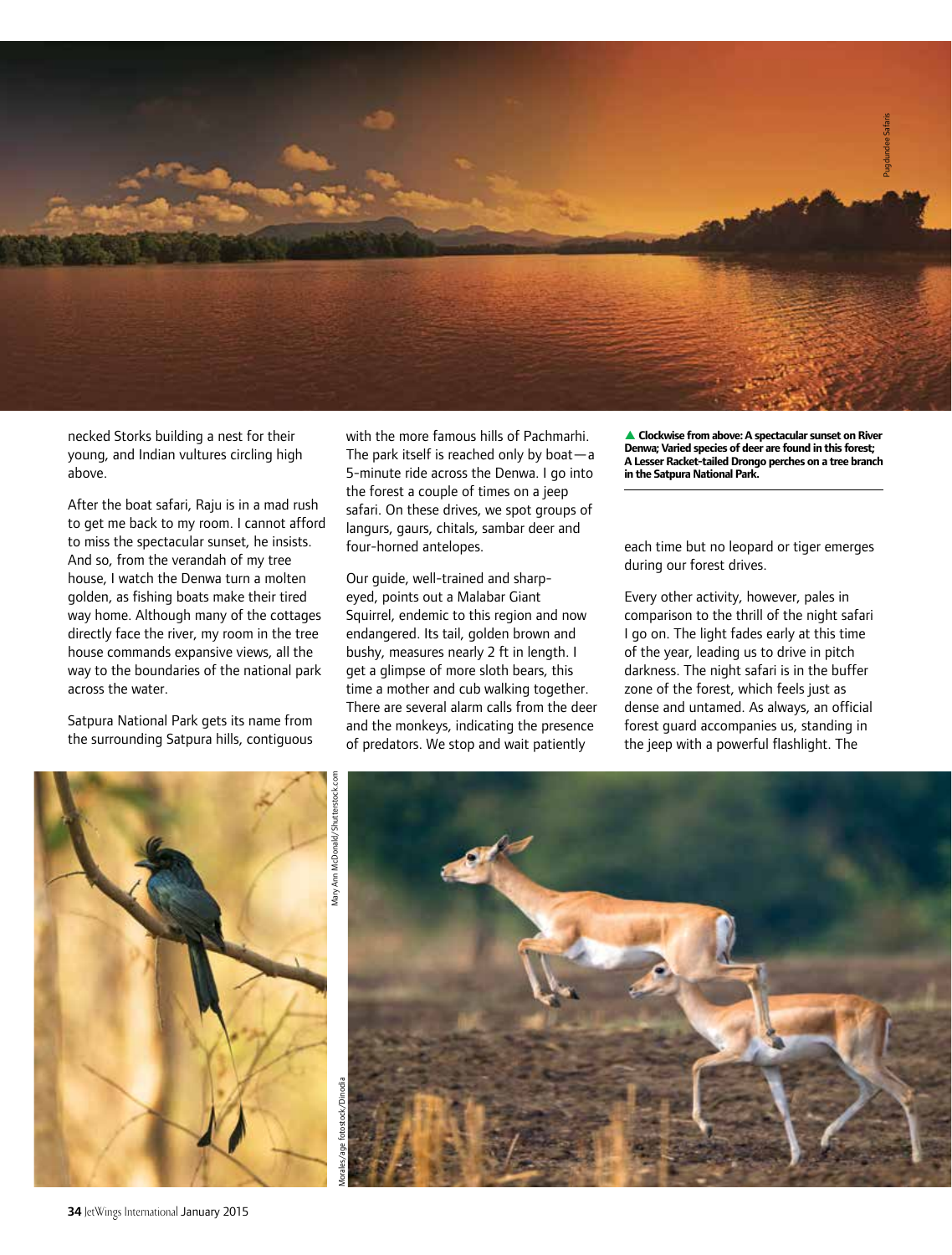necked Storks building a nest for their young, and Indian vultures circling high above.

After the boat safari, Raju is in a mad rush to get me back to my room. I cannot afford to miss the spectacular sunset, he insists. And so, from the verandah of my tree house, I watch the Denwa turn a molten golden, as fishing boats make their tired way home. Although many of the cottages directly face the river, my room in the tree house commands expansive views, all the way to the boundaries of the national park across the water.

Satpura National Park gets its name from the surrounding Satpura hills, contiguous with the more famous hills of Pachmarhi. The park itself is reached only by boat—a 5-minute ride across the Denwa. I go into the forest a couple of times on a jeep safari. On these drives, we spot groups of langurs, gaurs, chitals, sambar deer and four-horned antelopes.

Our guide, well-trained and sharp-eyed, points out a Malabar Giant Squirrel, endemic to this region and now endangered. Its tail, golden brown and bushy, measures nearly 2 ft in length. I get a glimpse of more sloth bears, this time a mother and cub walking together. There are several alarm calls from the deer and the monkeys, indicating the presence of predators. We stop and wait patiently each time but no leopard or tiger emerges during our forest drives.

Every other activity, however, pales in comparison to the thrill of the night safari I go on. The light fades early at this time of the year, leading us to drive in pitch darkness. The night safari is in the buffer zone of the forest, which feels just as dense and untamed. As always, an official forest guard accompanies us, standing in the jeep with a powerful flashlight. The

**▲ Clockwise from above: A spectacular sunset on River Denwa; Varied species of deer are found in this forest; A Lesser Racket-tailed Drongo perches on a tree branch in the Satpura National Park.**

Pugdundee Safaris

Mary Ann McDonald/Shutterstock.com

Morales/age fotostock/Dinodia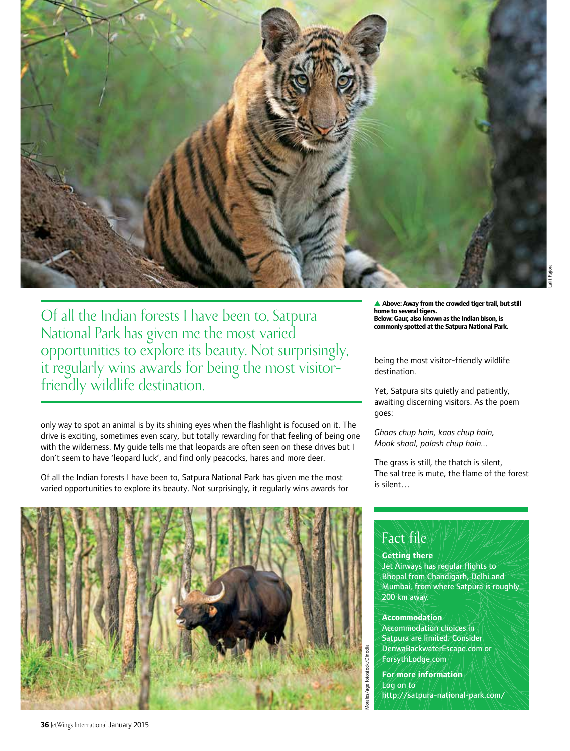> Of all the Indian forests I have been to, Satpura National Park has given me the most varied opportunities to explore its beauty. Not surprisingly, it regularly wins awards for being the most visitor-friendly wildlife destination.

only way to spot an animal is by its shining eyes when the flashlight is focused on it. The drive is exciting, sometimes even scary, but totally rewarding for that feeling of being one with the wilderness. My guide tells me that leopards are often seen on these drives but I don't seem to have 'leopard luck', and find only peacocks, hares and more deer.

Of all the Indian forests I have been to, Satpura National Park has given me the most varied opportunities to explore its beauty. Not surprisingly, it regularly wins awards for being the most visitor-friendly wildlife destination.

Yet, Satpura sits quietly and patiently, awaiting discerning visitors. As the poem goes:

*Ghaas chup hain, kaas chup hain,*
*Mook shaal, palash chup hain...*

The grass is still, the thatch is silent,
The sal tree is mute, the flame of the forest is silent…

**▲ Above: Away from the crowded tiger trail, but still home to several tigers.**
**Below: Gaur, also known as the Indian bison, is commonly spotted at the Satpura National Park.**

Lalit Rajora

Morales/age fotostock/Dinodia

## Fact file

**Getting there**
Jet Airways has regular flights to Bhopal from Chandigarh, Delhi and Mumbai, from where Satpura is roughly 200 km away.

**Accommodation**
Accommodation choices in Satpura are limited. Consider DenwaBackwaterEscape.com or ForsythLodge.com

**For more information**
Log on to http://satpura-national-park.com/